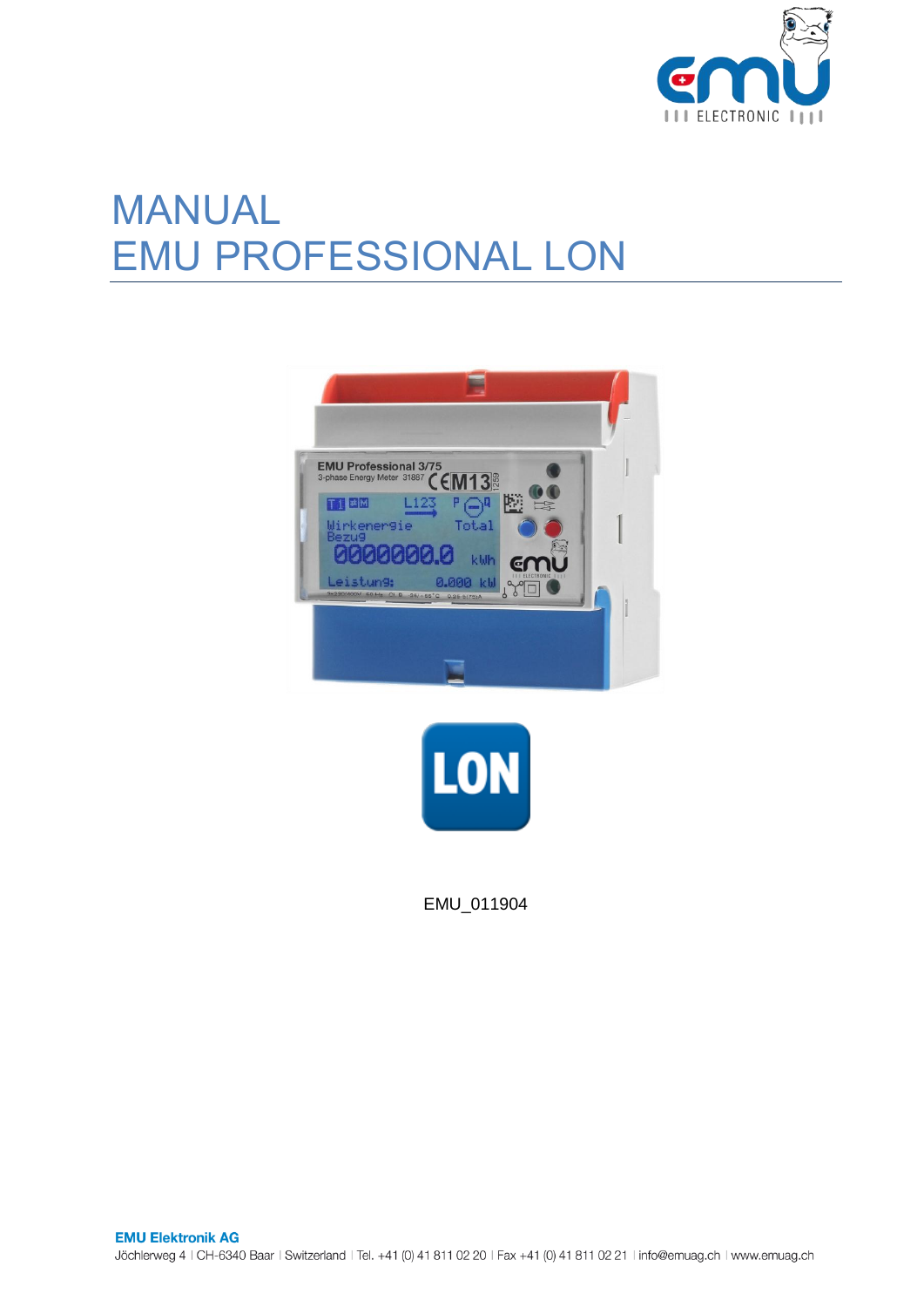# MANUAL
# EMU PROFESSIONAL LON

EMU_011904

**EMU Elektronik AG**
Jöchlerweg 4 | CH-6340 Baar | Switzerland | Tel. +41 (0) 41 811 02 20 | Fax +41 (0) 41 811 02 21 | info@emuag.ch | www.emuag.ch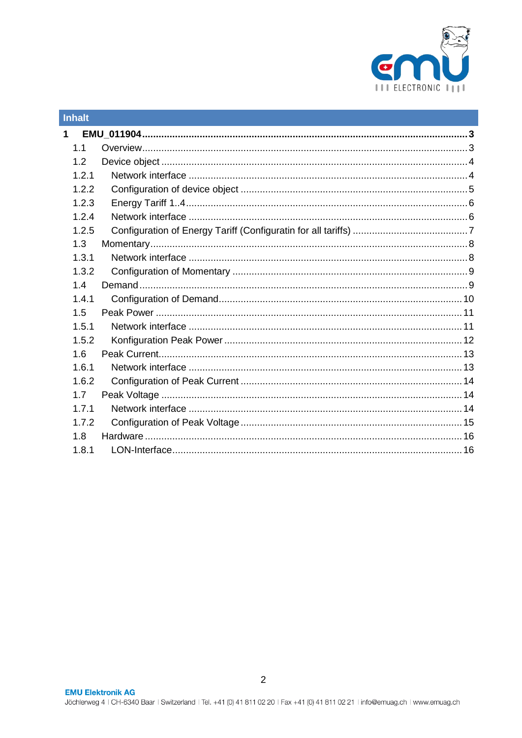## Inhalt

1 EMU_011904 ... 3
- 1.1 Overview ... 3
- 1.2 Device object ... 4
  - 1.2.1 Network interface ... 4
  - 1.2.2 Configuration of device object ... 5
  - 1.2.3 Energy Tariff 1..4 ... 6
  - 1.2.4 Network interface ... 6
  - 1.2.5 Configuration of Energy Tariff (Configuratin for all tariffs) ... 7
- 1.3 Momentary ... 8
  - 1.3.1 Network interface ... 8
  - 1.3.2 Configuration of Momentary ... 9
- 1.4 Demand ... 9
  - 1.4.1 Configuration of Demand ... 10
- 1.5 Peak Power ... 11
  - 1.5.1 Network interface ... 11
  - 1.5.2 Konfiguration Peak Power ... 12
- 1.6 Peak Current ... 13
  - 1.6.1 Network interface ... 13
  - 1.6.2 Configuration of Peak Current ... 14
- 1.7 Peak Voltage ... 14
  - 1.7.1 Network interface ... 14
  - 1.7.2 Configuration of Peak Voltage ... 15
- 1.8 Hardware ... 16
  - 1.8.1 LON-Interface ... 16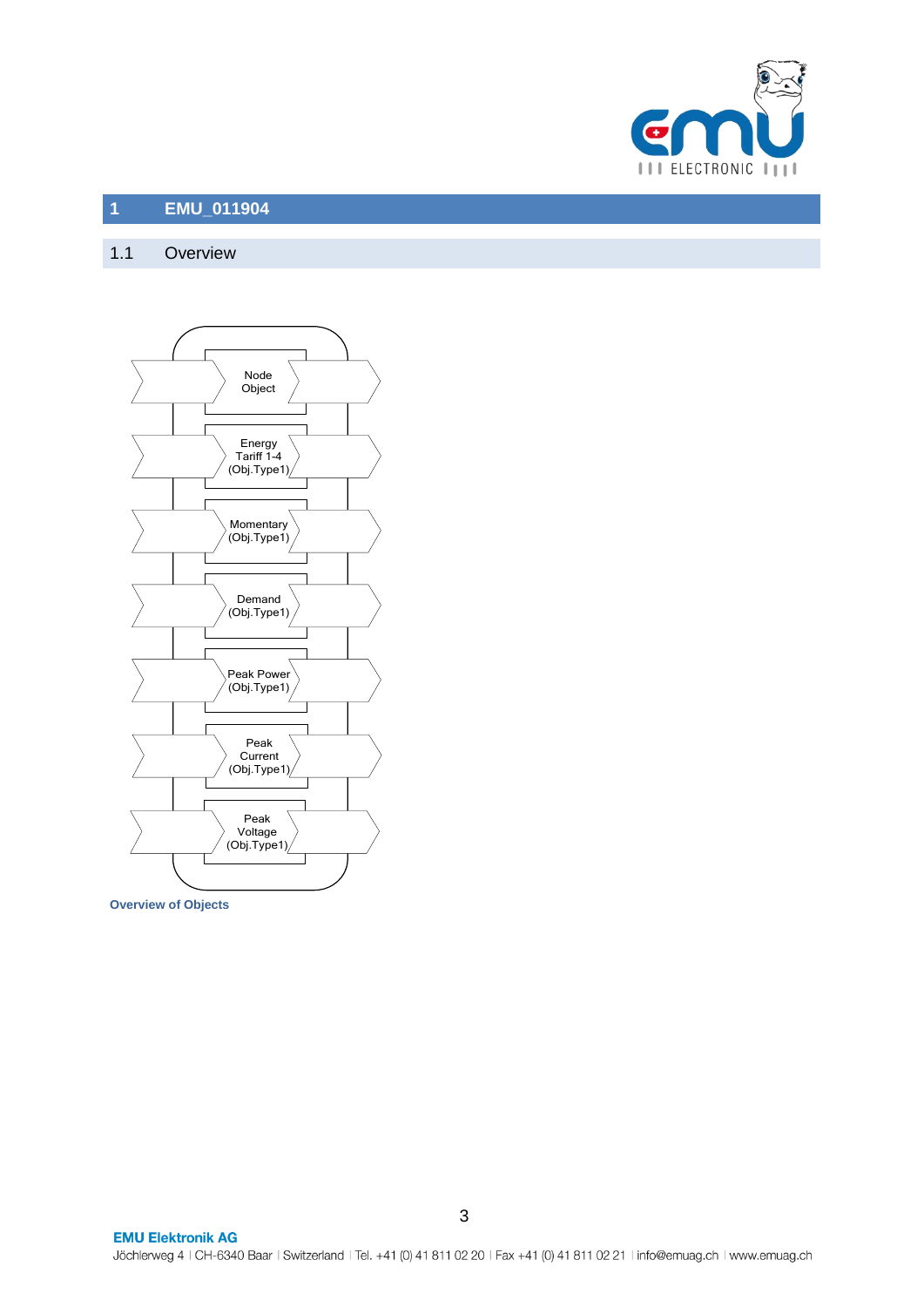# 1 EMU_011904

## 1.1 Overview

Node Object

Energy Tariff 1-4 (Obj.Type1)

Momentary (Obj.Type1)

Demand (Obj.Type1)

Peak Power (Obj.Type1)

Peak Current (Obj.Type1)

Peak Voltage (Obj.Type1)

**Overview of Objects**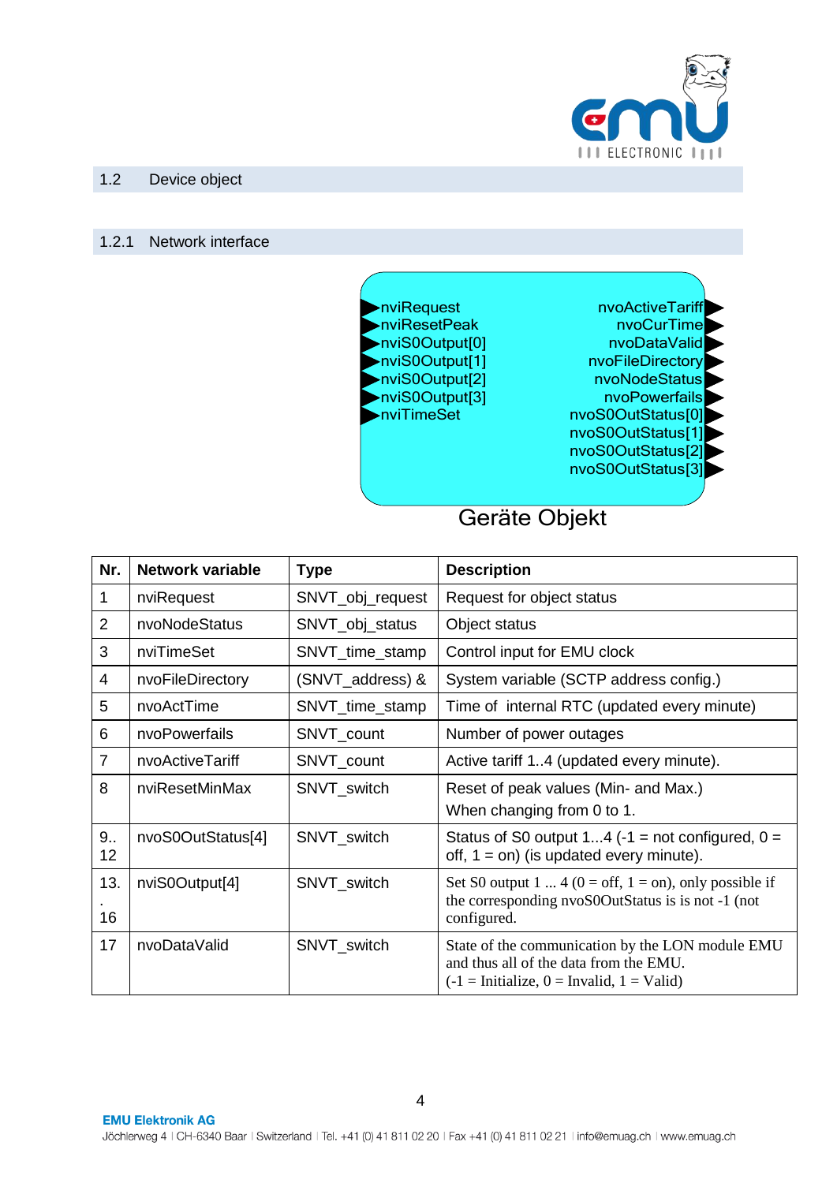## 1.2 Device object

### 1.2.1 Network interface

nviRequest
nviResetPeak
nviS0Output[0]
nviS0Output[1]
nviS0Output[2]
nviS0Output[3]
nviTimeSet

nvoActiveTariff
nvoCurTime
nvoDataValid
nvoFileDirectory
nvoNodeStatus
nvoPowerfails
nvoS0OutStatus[0]
nvoS0OutStatus[1]
nvoS0OutStatus[2]
nvoS0OutStatus[3]

Geräte Objekt

| Nr. | Network variable | Type | Description |
|---|---|---|---|
| 1 | nviRequest | SNVT_obj_request | Request for object status |
| 2 | nvoNodeStatus | SNVT_obj_status | Object status |
| 3 | nviTimeSet | SNVT_time_stamp | Control input for EMU clock |
| 4 | nvoFileDirectory | (SNVT_address) & | System variable (SCTP address config.) |
| 5 | nvoActTime | SNVT_time_stamp | Time of internal RTC (updated every minute) |
| 6 | nvoPowerfails | SNVT_count | Number of power outages |
| 7 | nvoActiveTariff | SNVT_count | Active tariff 1..4 (updated every minute). |
| 8 | nviResetMinMax | SNVT_switch | Reset of peak values (Min- and Max.) When changing from 0 to 1. |
| 9.. 12 | nvoS0OutStatus[4] | SNVT_switch | Status of S0 output 1...4 (-1 = not configured, 0 = off, 1 = on) (is updated every minute). |
| 13. . 16 | nviS0Output[4] | SNVT_switch | Set S0 output 1 ... 4 (0 = off, 1 = on), only possible if the corresponding nvoS0OutStatus is is not -1 (not configured. |
| 17 | nvoDataValid | SNVT_switch | State of the communication by the LON module EMU and thus all of the data from the EMU. (-1 = Initialize, 0 = Invalid, 1 = Valid) |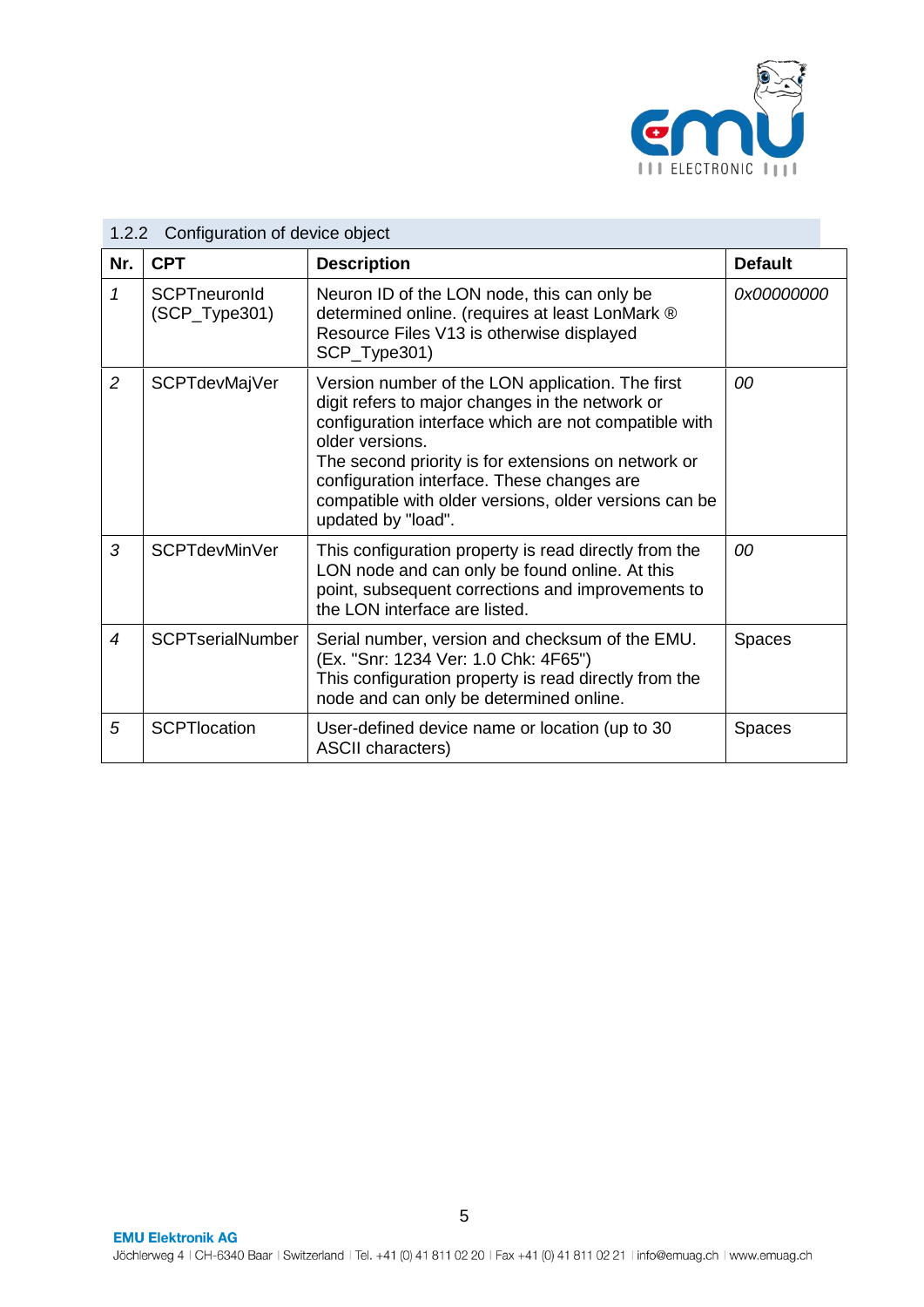### 1.2.2 Configuration of device object

| Nr. | CPT | Description | Default |
|---|---|---|---|
| *1* | SCPTneuronId (SCP_Type301) | Neuron ID of the LON node, this can only be determined online. (requires at least LonMark ® Resource Files V13 is otherwise displayed SCP_Type301) | *0x00000000* |
| *2* | SCPTdevMajVer | Version number of the LON application. The first digit refers to major changes in the network or configuration interface which are not compatible with older versions.<br>The second priority is for extensions on network or configuration interface. These changes are compatible with older versions, older versions can be updated by "load". | *00* |
| *3* | SCPTdevMinVer | This configuration property is read directly from the LON node and can only be found online. At this point, subsequent corrections and improvements to the LON interface are listed. | *00* |
| *4* | SCPTserialNumber | Serial number, version and checksum of the EMU. (Ex. "Snr: 1234 Ver: 1.0 Chk: 4F65")<br>This configuration property is read directly from the node and can only be determined online. | Spaces |
| *5* | SCPTlocation | User-defined device name or location (up to 30 ASCII characters) | Spaces |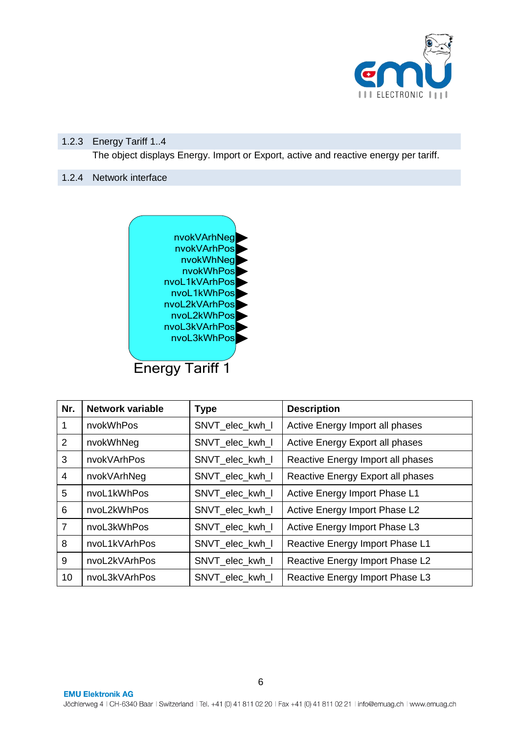### 1.2.3 Energy Tariff 1..4

The object displays Energy. Import or Export, active and reactive energy per tariff.

### 1.2.4 Network interface

nvokVArhNeg
nvokVArhPos
nvokWhNeg
nvokWhPos
nvoL1kVArhPos
nvoL1kWhPos
nvoL2kVArhPos
nvoL2kWhPos
nvoL3kVArhPos
nvoL3kWhPos

Energy Tariff 1

| Nr. | Network variable | Type | Description |
|---|---|---|---|
| 1 | nvokWhPos | SNVT_elec_kwh_l | Active Energy Import all phases |
| 2 | nvokWhNeg | SNVT_elec_kwh_l | Active Energy Export all phases |
| 3 | nvokVArhPos | SNVT_elec_kwh_l | Reactive Energy Import all phases |
| 4 | nvokVArhNeg | SNVT_elec_kwh_l | Reactive Energy Export all phases |
| 5 | nvoL1kWhPos | SNVT_elec_kwh_l | Active Energy Import Phase L1 |
| 6 | nvoL2kWhPos | SNVT_elec_kwh_l | Active Energy Import Phase L2 |
| 7 | nvoL3kWhPos | SNVT_elec_kwh_l | Active Energy Import Phase L3 |
| 8 | nvoL1kVArhPos | SNVT_elec_kwh_l | Reactive Energy Import Phase L1 |
| 9 | nvoL2kVArhPos | SNVT_elec_kwh_l | Reactive Energy Import Phase L2 |
| 10 | nvoL3kVArhPos | SNVT_elec_kwh_l | Reactive Energy Import Phase L3 |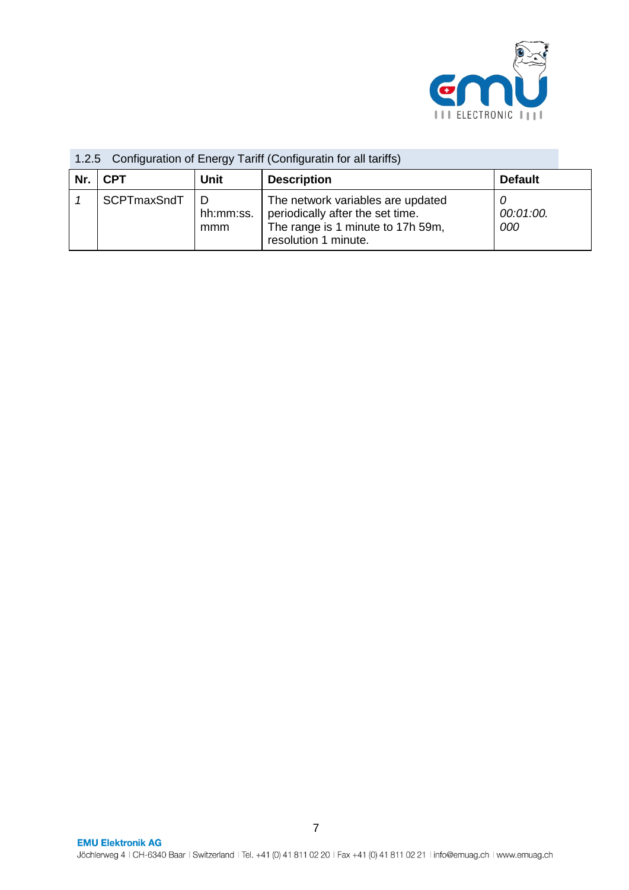### 1.2.5 Configuration of Energy Tariff (Configuratin for all tariffs)

| Nr. | CPT | Unit | Description | Default |
|---|---|---|---|---|
| *1* | SCPTmaxSndT | D hh:mm:ss. mmm | The network variables are updated periodically after the set time. The range is 1 minute to 17h 59m, resolution 1 minute. | *0 00:01:00. 000* |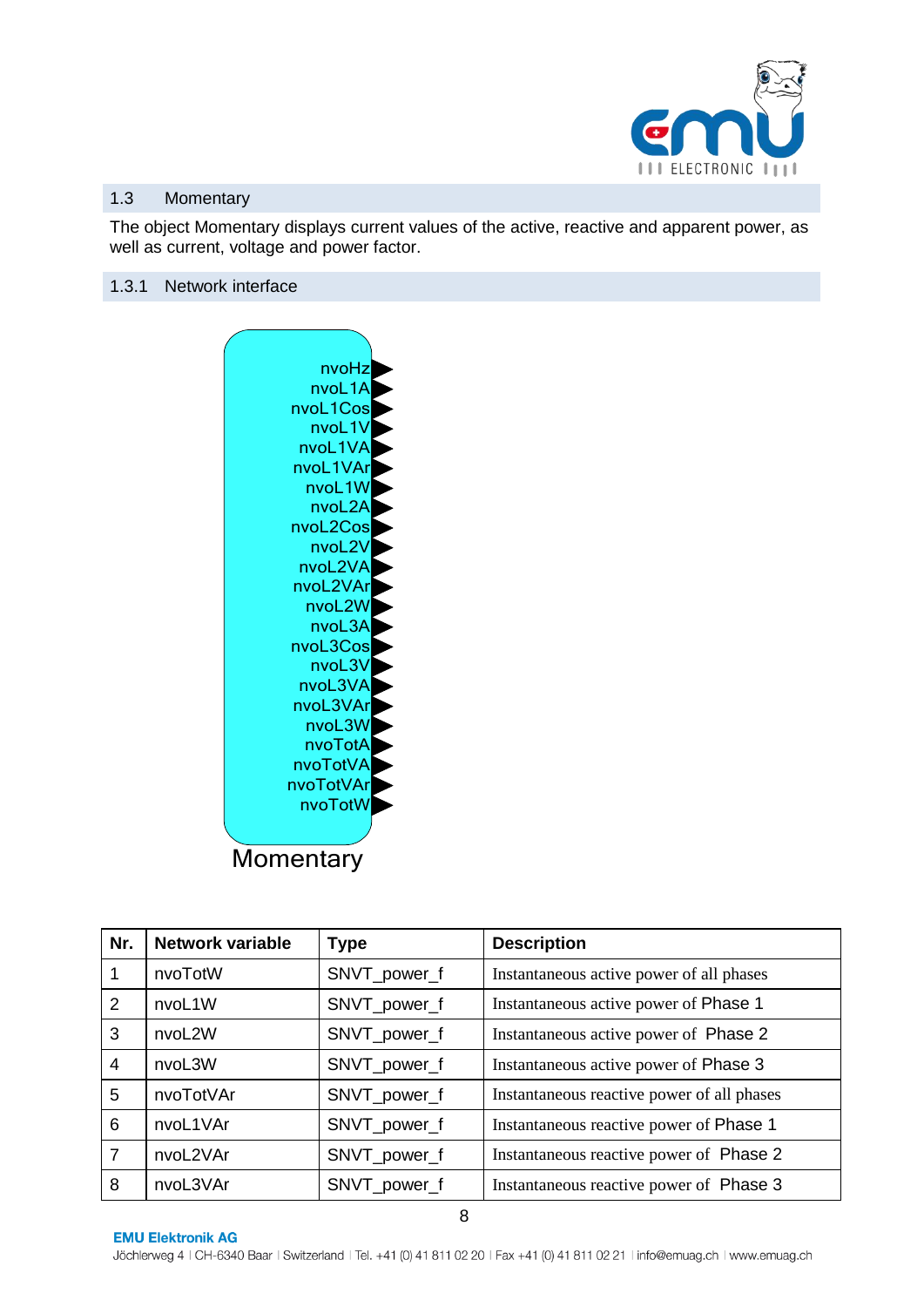## 1.3 Momentary

The object Momentary displays current values of the active, reactive and apparent power, as well as current, voltage and power factor.

### 1.3.1 Network interface

nvoHz
nvoL1A
nvoL1Cos
nvoL1V
nvoL1VA
nvoL1VAr
nvoL1W
nvoL2A
nvoL2Cos
nvoL2V
nvoL2VA
nvoL2VAr
nvoL2W
nvoL3A
nvoL3Cos
nvoL3V
nvoL3VA
nvoL3VAr
nvoL3W
nvoTotA
nvoTotVA
nvoTotVAr
nvoTotW

Momentary

| Nr. | Network variable | Type | Description |
|---|---|---|---|
| 1 | nvoTotW | SNVT_power_f | Instantaneous active power of all phases |
| 2 | nvoL1W | SNVT_power_f | Instantaneous active power of Phase 1 |
| 3 | nvoL2W | SNVT_power_f | Instantaneous active power of Phase 2 |
| 4 | nvoL3W | SNVT_power_f | Instantaneous active power of Phase 3 |
| 5 | nvoTotVAr | SNVT_power_f | Instantaneous reactive power of all phases |
| 6 | nvoL1VAr | SNVT_power_f | Instantaneous reactive power of Phase 1 |
| 7 | nvoL2VAr | SNVT_power_f | Instantaneous reactive power of Phase 2 |
| 8 | nvoL3VAr | SNVT_power_f | Instantaneous reactive power of Phase 3 |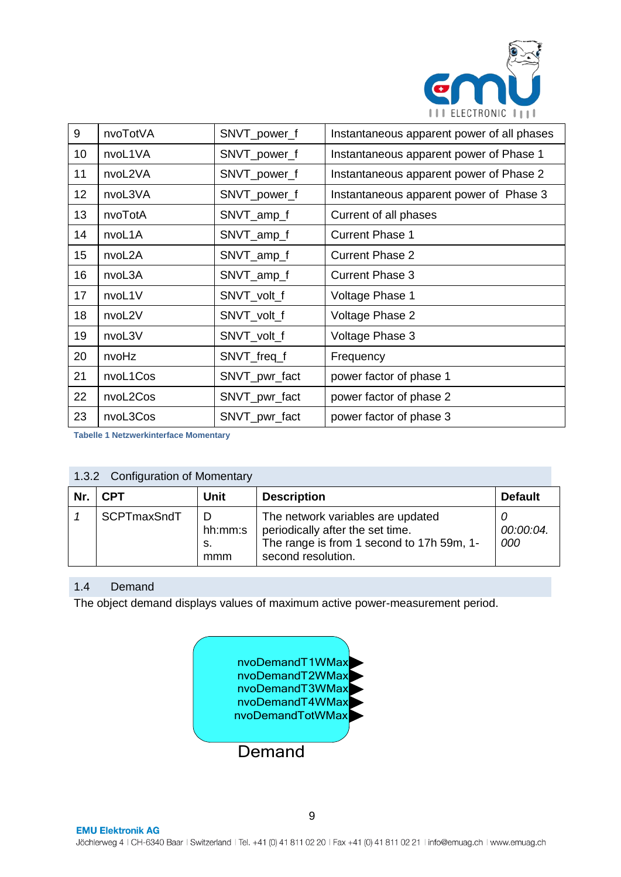| 9 | nvoTotVA | SNVT_power_f | Instantaneous apparent power of all phases |
|---|---|---|---|
| 10 | nvoL1VA | SNVT_power_f | Instantaneous apparent power of Phase 1 |
| 11 | nvoL2VA | SNVT_power_f | Instantaneous apparent power of Phase 2 |
| 12 | nvoL3VA | SNVT_power_f | Instantaneous apparent power of Phase 3 |
| 13 | nvoTotA | SNVT_amp_f | Current of all phases |
| 14 | nvoL1A | SNVT_amp_f | Current Phase 1 |
| 15 | nvoL2A | SNVT_amp_f | Current Phase 2 |
| 16 | nvoL3A | SNVT_amp_f | Current Phase 3 |
| 17 | nvoL1V | SNVT_volt_f | Voltage Phase 1 |
| 18 | nvoL2V | SNVT_volt_f | Voltage Phase 2 |
| 19 | nvoL3V | SNVT_volt_f | Voltage Phase 3 |
| 20 | nvoHz | SNVT_freq_f | Frequency |
| 21 | nvoL1Cos | SNVT_pwr_fact | power factor of phase 1 |
| 22 | nvoL2Cos | SNVT_pwr_fact | power factor of phase 2 |
| 23 | nvoL3Cos | SNVT_pwr_fact | power factor of phase 3 |

**Tabelle 1 Netzwerkinterface Momentary**

### 1.3.2 Configuration of Momentary

| Nr. | CPT | Unit | Description | Default |
|---|---|---|---|---|
| *1* | SCPTmaxSndT | D hh:mm:ss. mmm | The network variables are updated periodically after the set time. The range is from 1 second to 17h 59m, 1-second resolution. | *0 00:00:04. 000* |

## 1.4 Demand

The object demand displays values of maximum active power-measurement period.

nvoDemandT1WMax
nvoDemandT2WMax
nvoDemandT3WMax
nvoDemandT4WMax
nvoDemandTotWMax

Demand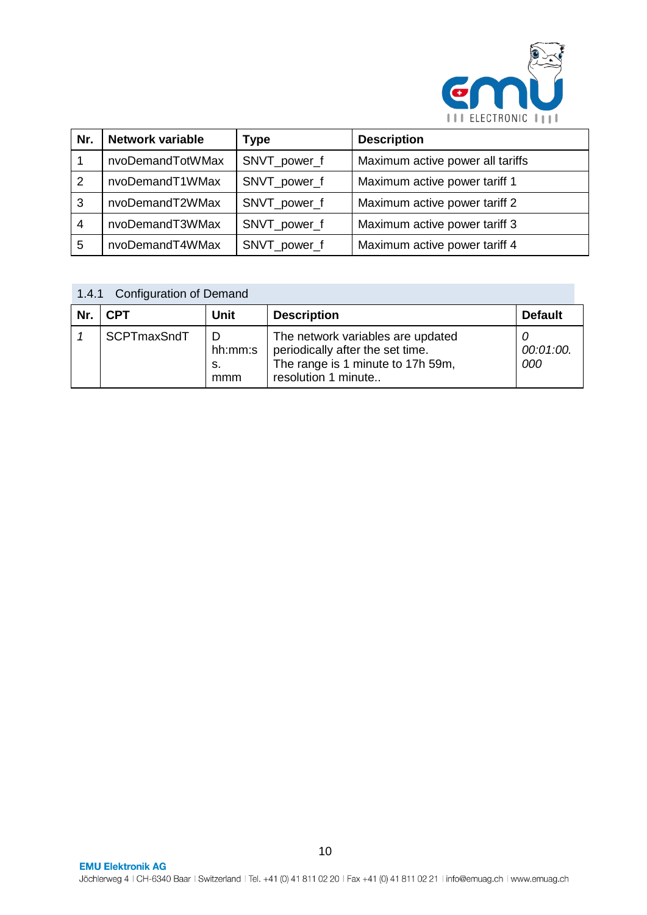| Nr. | Network variable | Type | Description |
|---|---|---|---|
| 1 | nvoDemandTotWMax | SNVT_power_f | Maximum active power all tariffs |
| 2 | nvoDemandT1WMax | SNVT_power_f | Maximum active power tariff 1 |
| 3 | nvoDemandT2WMax | SNVT_power_f | Maximum active power tariff 2 |
| 4 | nvoDemandT3WMax | SNVT_power_f | Maximum active power tariff 3 |
| 5 | nvoDemandT4WMax | SNVT_power_f | Maximum active power tariff 4 |

### 1.4.1 Configuration of Demand

| Nr. | CPT | Unit | Description | Default |
|---|---|---|---|---|
| *1* | SCPTmaxSndT | D hh:mm:ss. mmm | The network variables are updated periodically after the set time. The range is 1 minute to 17h 59m, resolution 1 minute.. | *0 00:01:00. 000* |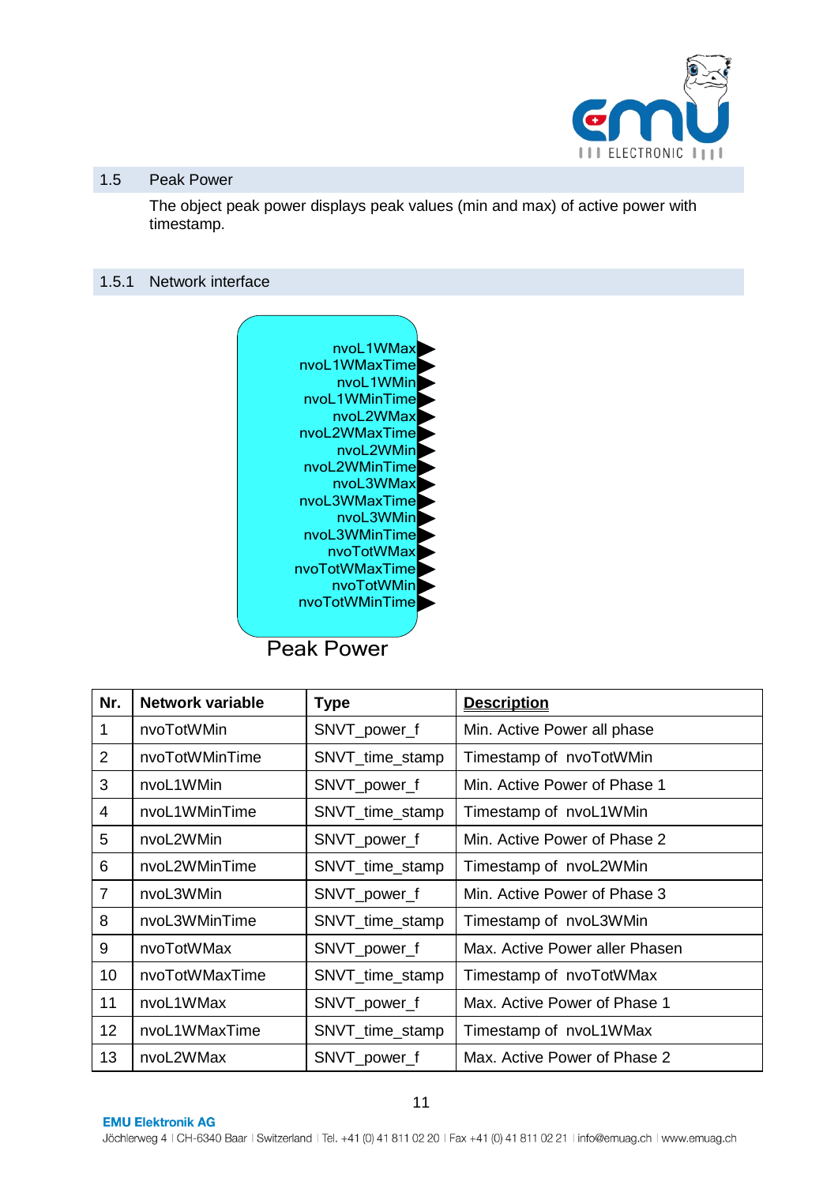## 1.5 Peak Power

The object peak power displays peak values (min and max) of active power with timestamp.

### 1.5.1 Network interface

nvoL1WMax
nvoL1WMaxTime
nvoL1WMin
nvoL1WMinTime
nvoL2WMax
nvoL2WMaxTime
nvoL2WMin
nvoL2WMinTime
nvoL3WMax
nvoL3WMaxTime
nvoL3WMin
nvoL3WMinTime
nvoTotWMax
nvoTotWMaxTime
nvoTotWMin
nvoTotWMinTime

Peak Power

| Nr. | Network variable | Type | Description |
|---|---|---|---|
| 1 | nvoTotWMin | SNVT_power_f | Min. Active Power all phase |
| 2 | nvoTotWMinTime | SNVT_time_stamp | Timestamp of nvoTotWMin |
| 3 | nvoL1WMin | SNVT_power_f | Min. Active Power of Phase 1 |
| 4 | nvoL1WMinTime | SNVT_time_stamp | Timestamp of nvoL1WMin |
| 5 | nvoL2WMin | SNVT_power_f | Min. Active Power of Phase 2 |
| 6 | nvoL2WMinTime | SNVT_time_stamp | Timestamp of nvoL2WMin |
| 7 | nvoL3WMin | SNVT_power_f | Min. Active Power of Phase 3 |
| 8 | nvoL3WMinTime | SNVT_time_stamp | Timestamp of nvoL3WMin |
| 9 | nvoTotWMax | SNVT_power_f | Max. Active Power aller Phasen |
| 10 | nvoTotWMaxTime | SNVT_time_stamp | Timestamp of nvoTotWMax |
| 11 | nvoL1WMax | SNVT_power_f | Max. Active Power of Phase 1 |
| 12 | nvoL1WMaxTime | SNVT_time_stamp | Timestamp of nvoL1WMax |
| 13 | nvoL2WMax | SNVT_power_f | Max. Active Power of Phase 2 |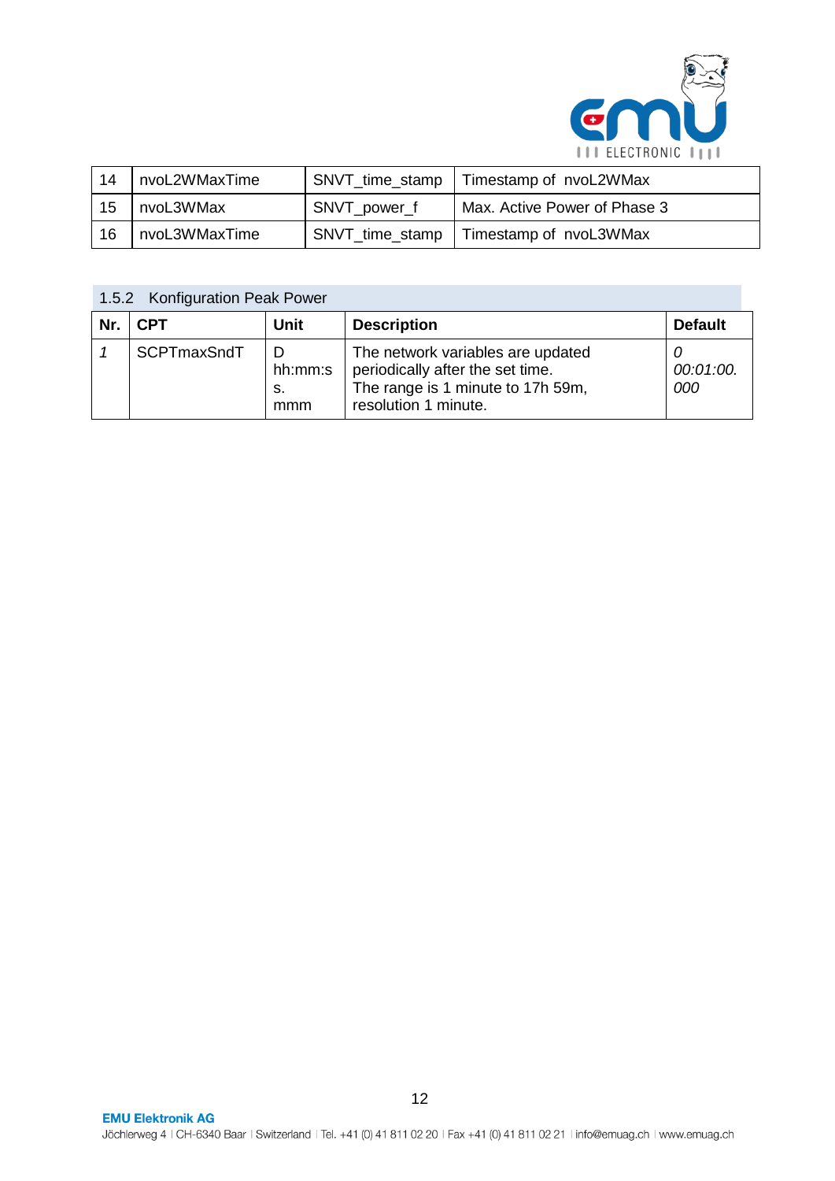| 14 | nvoL2WMaxTime | SNVT_time_stamp | Timestamp of nvoL2WMax |
|---|---|---|---|
| 15 | nvoL3WMax | SNVT_power_f | Max. Active Power of Phase 3 |
| 16 | nvoL3WMaxTime | SNVT_time_stamp | Timestamp of nvoL3WMax |

### 1.5.2 Konfiguration Peak Power

| Nr. | CPT | Unit | Description | Default |
|---|---|---|---|---|
| *1* | SCPTmaxSndT | D hh:mm:ss. mmm | The network variables are updated periodically after the set time. The range is 1 minute to 17h 59m, resolution 1 minute. | *0 00:01:00.000* |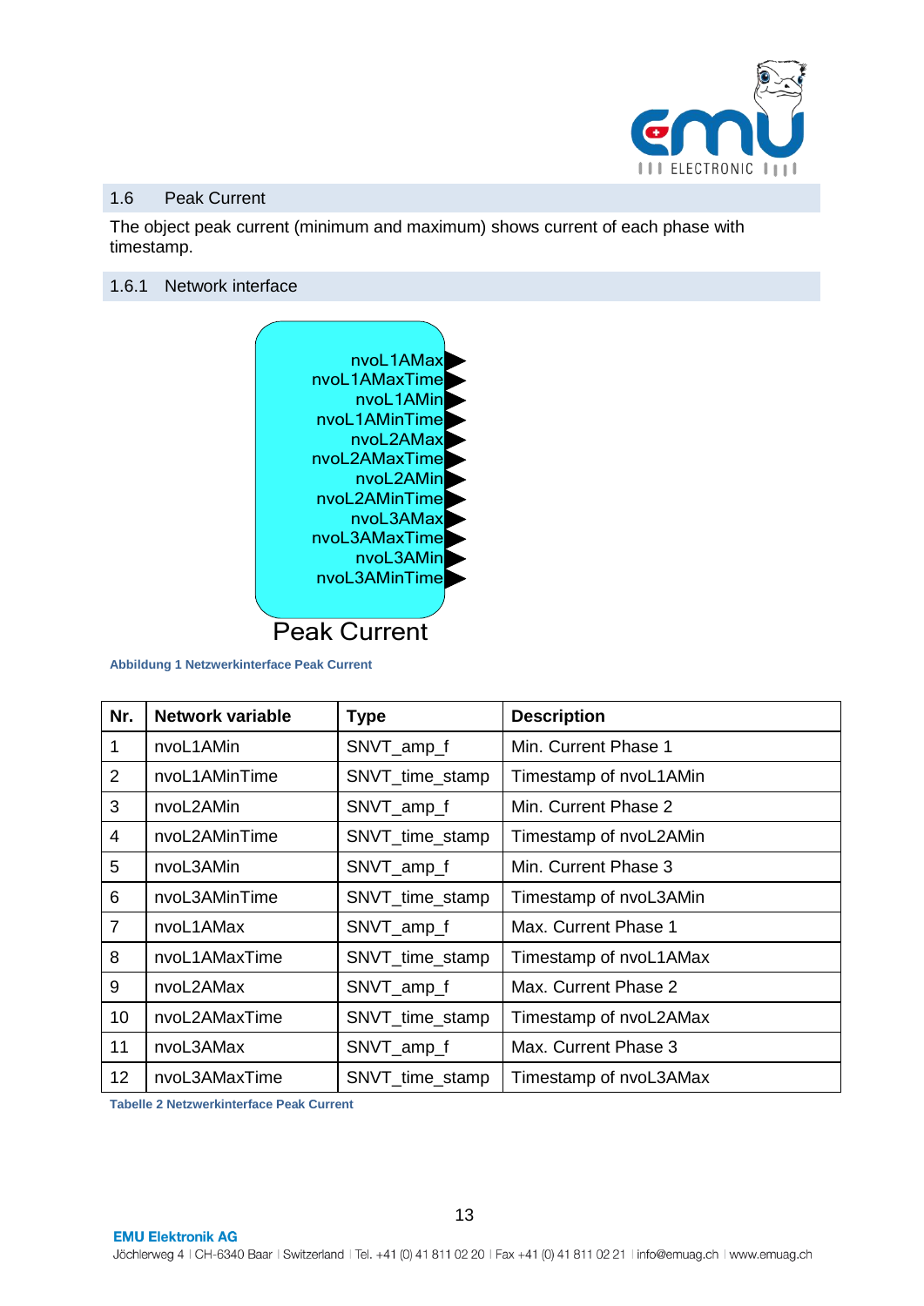## 1.6 Peak Current

The object peak current (minimum and maximum) shows current of each phase with timestamp.

### 1.6.1 Network interface

nvoL1AMax
nvoL1AMaxTime
nvoL1AMin
nvoL1AMinTime
nvoL2AMax
nvoL2AMaxTime
nvoL2AMin
nvoL2AMinTime
nvoL3AMax
nvoL3AMaxTime
nvoL3AMin
nvoL3AMinTime

Peak Current

**Abbildung 1 Netzwerkinterface Peak Current**

| Nr. | Network variable | Type | Description |
|---|---|---|---|
| 1 | nvoL1AMin | SNVT_amp_f | Min. Current Phase 1 |
| 2 | nvoL1AMinTime | SNVT_time_stamp | Timestamp of nvoL1AMin |
| 3 | nvoL2AMin | SNVT_amp_f | Min. Current Phase 2 |
| 4 | nvoL2AMinTime | SNVT_time_stamp | Timestamp of nvoL2AMin |
| 5 | nvoL3AMin | SNVT_amp_f | Min. Current Phase 3 |
| 6 | nvoL3AMinTime | SNVT_time_stamp | Timestamp of nvoL3AMin |
| 7 | nvoL1AMax | SNVT_amp_f | Max. Current Phase 1 |
| 8 | nvoL1AMaxTime | SNVT_time_stamp | Timestamp of nvoL1AMax |
| 9 | nvoL2AMax | SNVT_amp_f | Max. Current Phase 2 |
| 10 | nvoL2AMaxTime | SNVT_time_stamp | Timestamp of nvoL2AMax |
| 11 | nvoL3AMax | SNVT_amp_f | Max. Current Phase 3 |
| 12 | nvoL3AMaxTime | SNVT_time_stamp | Timestamp of nvoL3AMax |

**Tabelle 2 Netzwerkinterface Peak Current**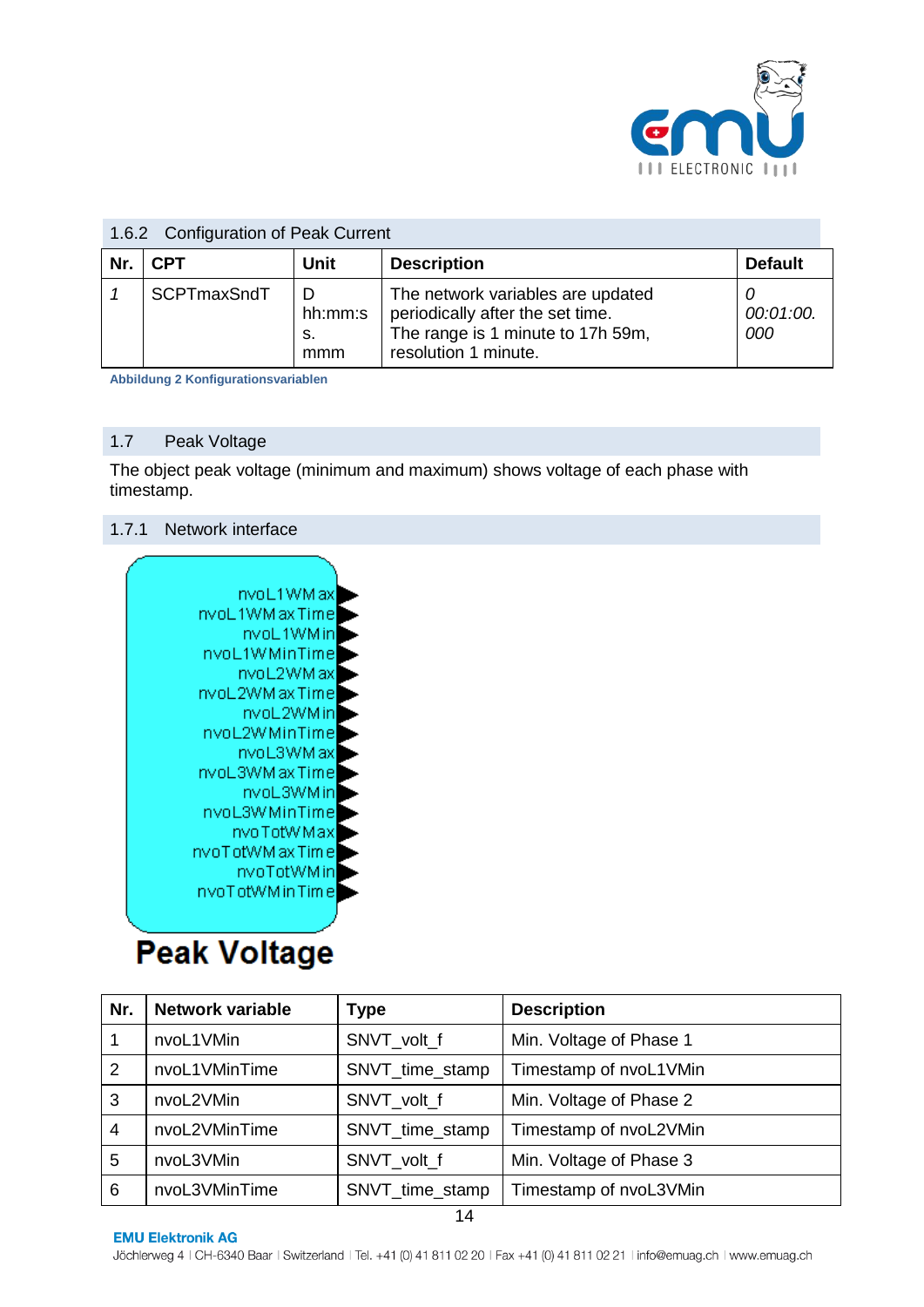### 1.6.2 Configuration of Peak Current

| Nr. | CPT | Unit | Description | Default |
|---|---|---|---|---|
| *1* | SCPTmaxSndT | D hh:mm:s s. mmm | The network variables are updated periodically after the set time. The range is 1 minute to 17h 59m, resolution 1 minute. | *0 00:01:00. 000* |

**Abbildung 2 Konfigurationsvariablen**

## 1.7 Peak Voltage

The object peak voltage (minimum and maximum) shows voltage of each phase with timestamp.

### 1.7.1 Network interface

nvoL1WMax
nvoL1WMaxTime
nvoL1WMin
nvoL1WMinTime
nvoL2WMax
nvoL2WMaxTime
nvoL2WMin
nvoL2WMinTime
nvoL3WMax
nvoL3WMaxTime
nvoL3WMin
nvoL3WMinTime
nvoTotWMax
nvoTotWMaxTime
nvoTotWMin
nvoTotWMinTime

**Peak Voltage**

| Nr. | Network variable | Type | Description |
|---|---|---|---|
| 1 | nvoL1VMin | SNVT_volt_f | Min. Voltage of Phase 1 |
| 2 | nvoL1VMinTime | SNVT_time_stamp | Timestamp of nvoL1VMin |
| 3 | nvoL2VMin | SNVT_volt_f | Min. Voltage of Phase 2 |
| 4 | nvoL2VMinTime | SNVT_time_stamp | Timestamp of nvoL2VMin |
| 5 | nvoL3VMin | SNVT_volt_f | Min. Voltage of Phase 3 |
| 6 | nvoL3VMinTime | SNVT_time_stamp | Timestamp of nvoL3VMin |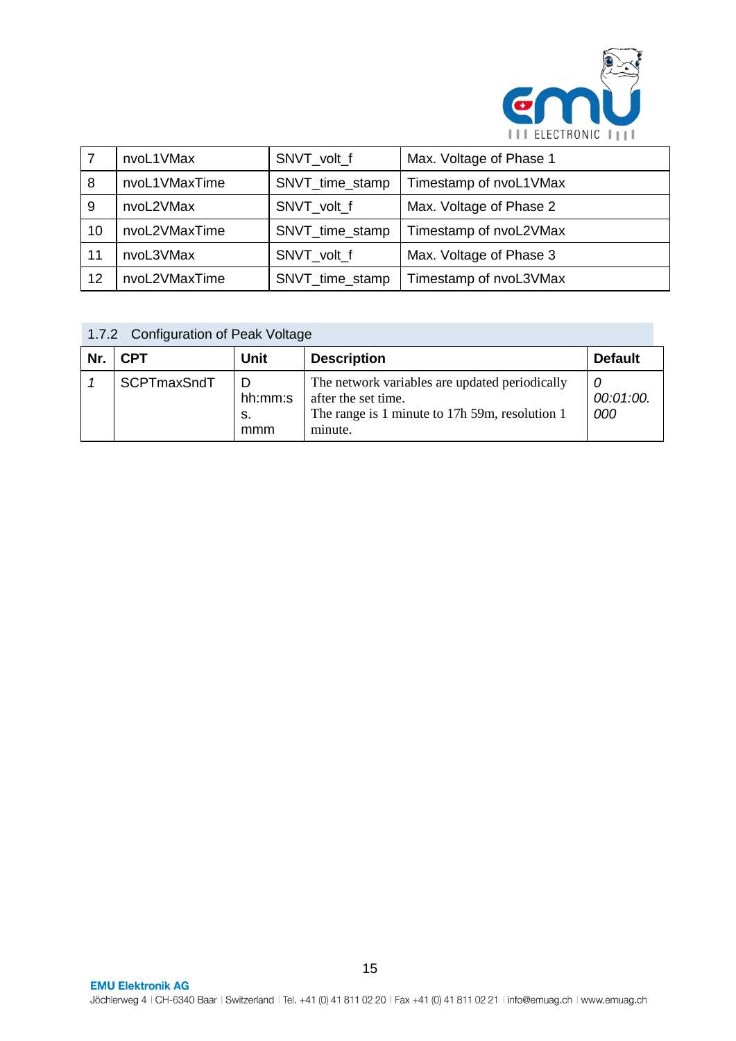| 7 | nvoL1VMax | SNVT_volt_f | Max. Voltage of Phase 1 |
|---|---|---|---|
| 8 | nvoL1VMaxTime | SNVT_time_stamp | Timestamp of nvoL1VMax |
| 9 | nvoL2VMax | SNVT_volt_f | Max. Voltage of Phase 2 |
| 10 | nvoL2VMaxTime | SNVT_time_stamp | Timestamp of nvoL2VMax |
| 11 | nvoL3VMax | SNVT_volt_f | Max. Voltage of Phase 3 |
| 12 | nvoL2VMaxTime | SNVT_time_stamp | Timestamp of nvoL3VMax |

### 1.7.2 Configuration of Peak Voltage

| Nr. | CPT | Unit | Description | Default |
|---|---|---|---|---|
| *1* | SCPTmaxSndT | D hh:mm:ss. mmm | The network variables are updated periodically after the set time. The range is 1 minute to 17h 59m, resolution 1 minute. | *0 00:01:00. 000* |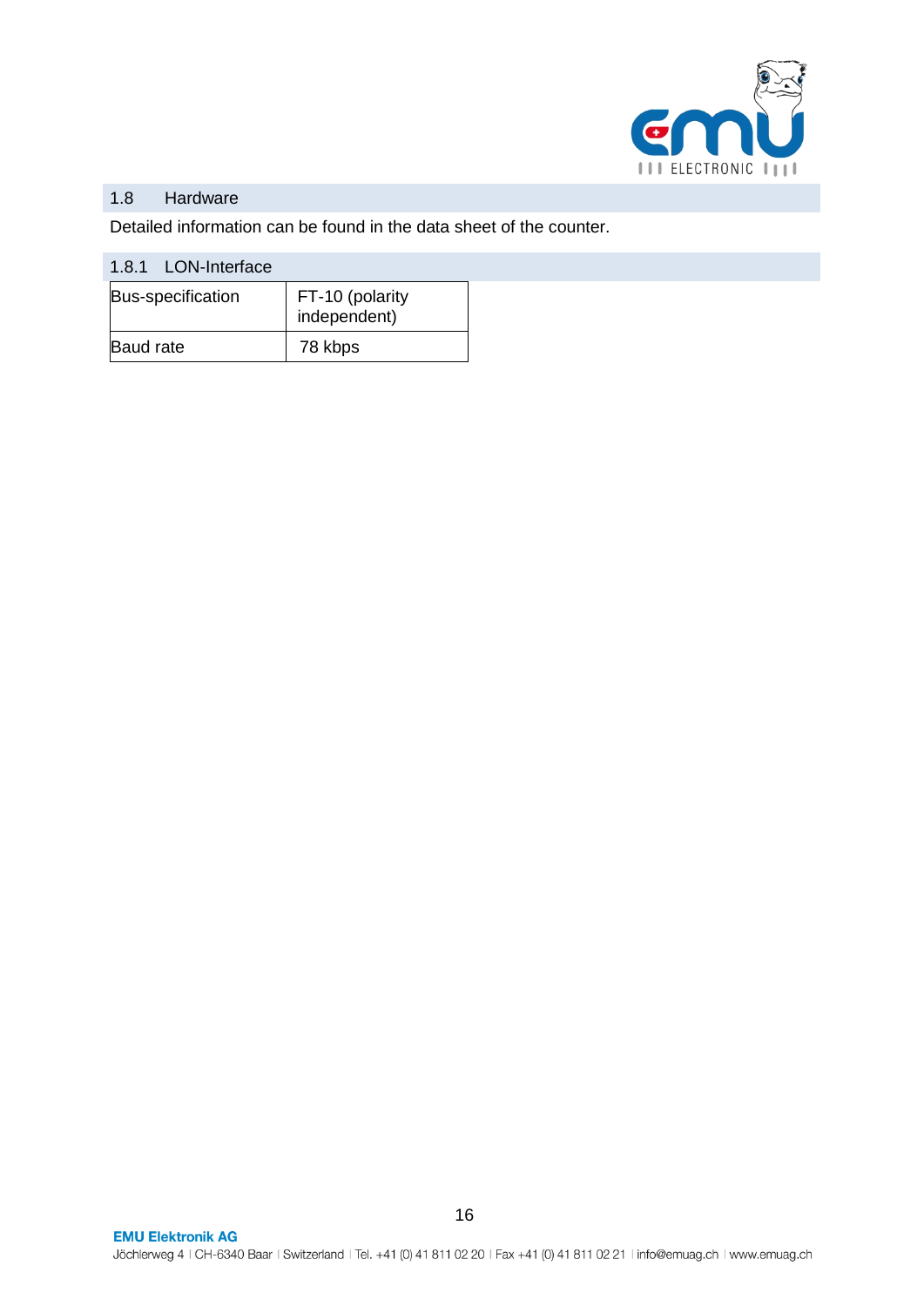## 1.8 Hardware

Detailed information can be found in the data sheet of the counter.

### 1.8.1 LON-Interface

| | |
|---|---|
| Bus-specification | FT-10 (polarity independent) |
| Baud rate | 78 kbps |